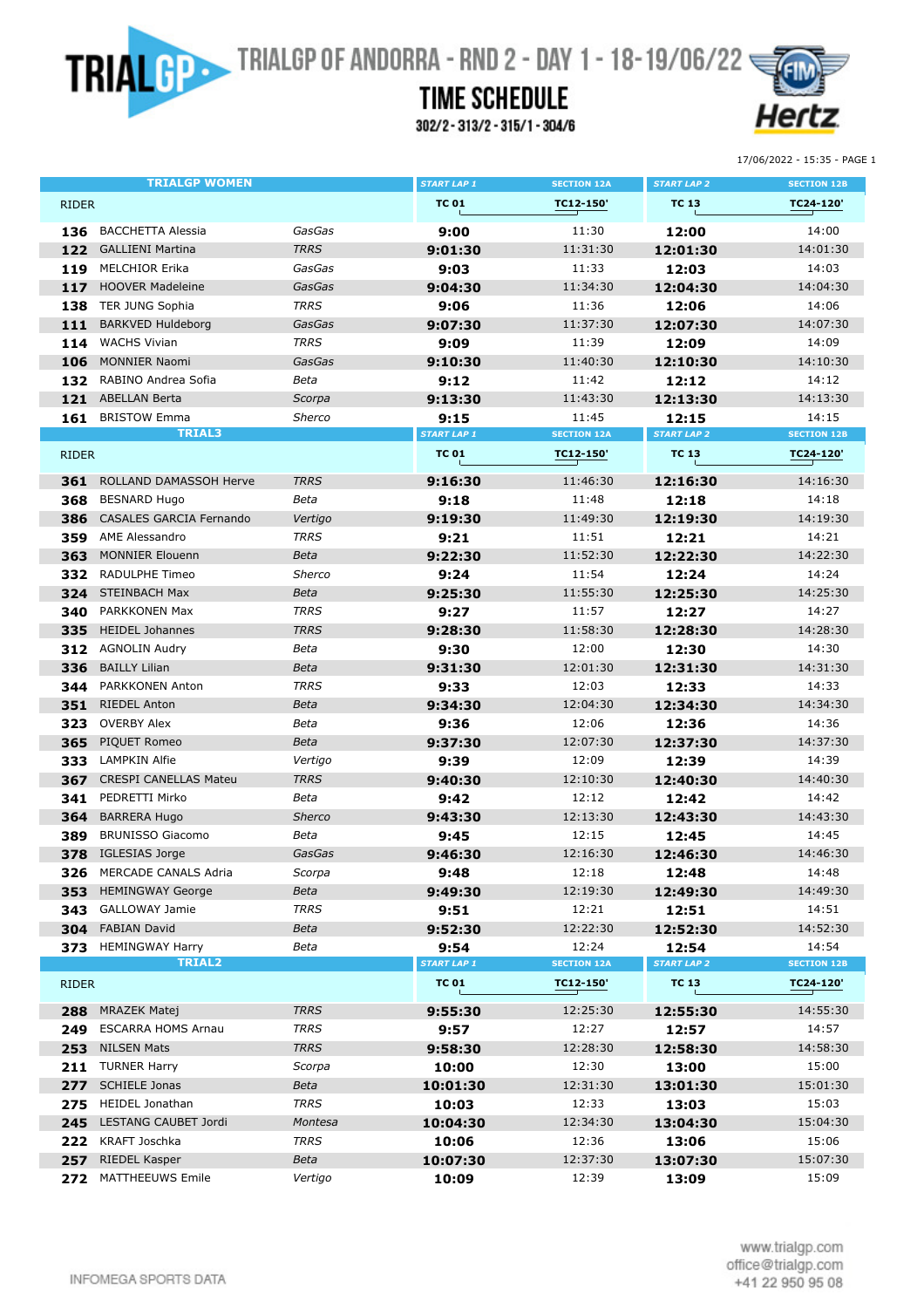# TRIALGP OF ANDORRA - RND 2 - DAY 1 - 18-19/06/22

## TIME SCHEDULE

302/2 - 313/2 - 315/1 - 304/6

17/06/2022 - 15:35 - PAGE 1

| TRIALGP WOMEN | | | START LAP 1 | SECTION 12A | START LAP 2 | SECTION 12B |
|---|---|---|---|---|---|---|
| RIDER | | | TC 01 | TC12-150' | TC 13 | TC24-120' |
| 136 | BACCHETTA Alessia | GasGas | 9:00 | 11:30 | 12:00 | 14:00 |
| 122 | GALLIENI Martina | TRRS | 9:01:30 | 11:31:30 | 12:01:30 | 14:01:30 |
| 119 | MELCHIOR Erika | GasGas | 9:03 | 11:33 | 12:03 | 14:03 |
| 117 | HOOVER Madeleine | GasGas | 9:04:30 | 11:34:30 | 12:04:30 | 14:04:30 |
| 138 | TER JUNG Sophia | TRRS | 9:06 | 11:36 | 12:06 | 14:06 |
| 111 | BARKVED Huldeborg | GasGas | 9:07:30 | 11:37:30 | 12:07:30 | 14:07:30 |
| 114 | WACHS Vivian | TRRS | 9:09 | 11:39 | 12:09 | 14:09 |
| 106 | MONNIER Naomi | GasGas | 9:10:30 | 11:40:30 | 12:10:30 | 14:10:30 |
| 132 | RABINO Andrea Sofia | Beta | 9:12 | 11:42 | 12:12 | 14:12 |
| 121 | ABELLAN Berta | Scorpa | 9:13:30 | 11:43:30 | 12:13:30 | 14:13:30 |
| 161 | BRISTOW Emma | Sherco | 9:15 | 11:45 | 12:15 | 14:15 |

| TRIAL3 | | | START LAP 1 | SECTION 12A | START LAP 2 | SECTION 12B |
|---|---|---|---|---|---|---|
| RIDER | | | TC 01 | TC12-150' | TC 13 | TC24-120' |
| 361 | ROLLAND DAMASSOH Herve | TRRS | 9:16:30 | 11:46:30 | 12:16:30 | 14:16:30 |
| 368 | BESNARD Hugo | Beta | 9:18 | 11:48 | 12:18 | 14:18 |
| 386 | CASALES GARCIA Fernando | Vertigo | 9:19:30 | 11:49:30 | 12:19:30 | 14:19:30 |
| 359 | AME Alessandro | TRRS | 9:21 | 11:51 | 12:21 | 14:21 |
| 363 | MONNIER Elouenn | Beta | 9:22:30 | 11:52:30 | 12:22:30 | 14:22:30 |
| 332 | RADULPHE Timeo | Sherco | 9:24 | 11:54 | 12:24 | 14:24 |
| 324 | STEINBACH Max | Beta | 9:25:30 | 11:55:30 | 12:25:30 | 14:25:30 |
| 340 | PARKKONEN Max | TRRS | 9:27 | 11:57 | 12:27 | 14:27 |
| 335 | HEIDEL Johannes | TRRS | 9:28:30 | 11:58:30 | 12:28:30 | 14:28:30 |
| 312 | AGNOLIN Audry | Beta | 9:30 | 12:00 | 12:30 | 14:30 |
| 336 | BAILLY Lilian | Beta | 9:31:30 | 12:01:30 | 12:31:30 | 14:31:30 |
| 344 | PARKKONEN Anton | TRRS | 9:33 | 12:03 | 12:33 | 14:33 |
| 351 | RIEDEL Anton | Beta | 9:34:30 | 12:04:30 | 12:34:30 | 14:34:30 |
| 323 | OVERBY Alex | Beta | 9:36 | 12:06 | 12:36 | 14:36 |
| 365 | PIQUET Romeo | Beta | 9:37:30 | 12:07:30 | 12:37:30 | 14:37:30 |
| 333 | LAMPKIN Alfie | Vertigo | 9:39 | 12:09 | 12:39 | 14:39 |
| 367 | CRESPI CANELLAS Mateu | TRRS | 9:40:30 | 12:10:30 | 12:40:30 | 14:40:30 |
| 341 | PEDRETTI Mirko | Beta | 9:42 | 12:12 | 12:42 | 14:42 |
| 364 | BARRERA Hugo | Sherco | 9:43:30 | 12:13:30 | 12:43:30 | 14:43:30 |
| 389 | BRUNISSO Giacomo | Beta | 9:45 | 12:15 | 12:45 | 14:45 |
| 378 | IGLESIAS Jorge | GasGas | 9:46:30 | 12:16:30 | 12:46:30 | 14:46:30 |
| 326 | MERCADE CANALS Adria | Scorpa | 9:48 | 12:18 | 12:48 | 14:48 |
| 353 | HEMINGWAY George | Beta | 9:49:30 | 12:19:30 | 12:49:30 | 14:49:30 |
| 343 | GALLOWAY Jamie | TRRS | 9:51 | 12:21 | 12:51 | 14:51 |
| 304 | FABIAN David | Beta | 9:52:30 | 12:22:30 | 12:52:30 | 14:52:30 |
| 373 | HEMINGWAY Harry | Beta | 9:54 | 12:24 | 12:54 | 14:54 |

| TRIAL2 | | | START LAP 1 | SECTION 12A | START LAP 2 | SECTION 12B |
|---|---|---|---|---|---|---|
| RIDER | | | TC 01 | TC12-150' | TC 13 | TC24-120' |
| 288 | MRAZEK Matej | TRRS | 9:55:30 | 12:25:30 | 12:55:30 | 14:55:30 |
| 249 | ESCARRA HOMS Arnau | TRRS | 9:57 | 12:27 | 12:57 | 14:57 |
| 253 | NILSEN Mats | TRRS | 9:58:30 | 12:28:30 | 12:58:30 | 14:58:30 |
| 211 | TURNER Harry | Scorpa | 10:00 | 12:30 | 13:00 | 15:00 |
| 277 | SCHIELE Jonas | Beta | 10:01:30 | 12:31:30 | 13:01:30 | 15:01:30 |
| 275 | HEIDEL Jonathan | TRRS | 10:03 | 12:33 | 13:03 | 15:03 |
| 245 | LESTANG CAUBET Jordi | Montesa | 10:04:30 | 12:34:30 | 13:04:30 | 15:04:30 |
| 222 | KRAFT Joschka | TRRS | 10:06 | 12:36 | 13:06 | 15:06 |
| 257 | RIEDEL Kasper | Beta | 10:07:30 | 12:37:30 | 13:07:30 | 15:07:30 |
| 272 | MATTHEEUWS Emile | Vertigo | 10:09 | 12:39 | 13:09 | 15:09 |

INFOMEGA SPORTS DATA

www.trialgp.com
office@trialgp.com
+41 22 950 95 08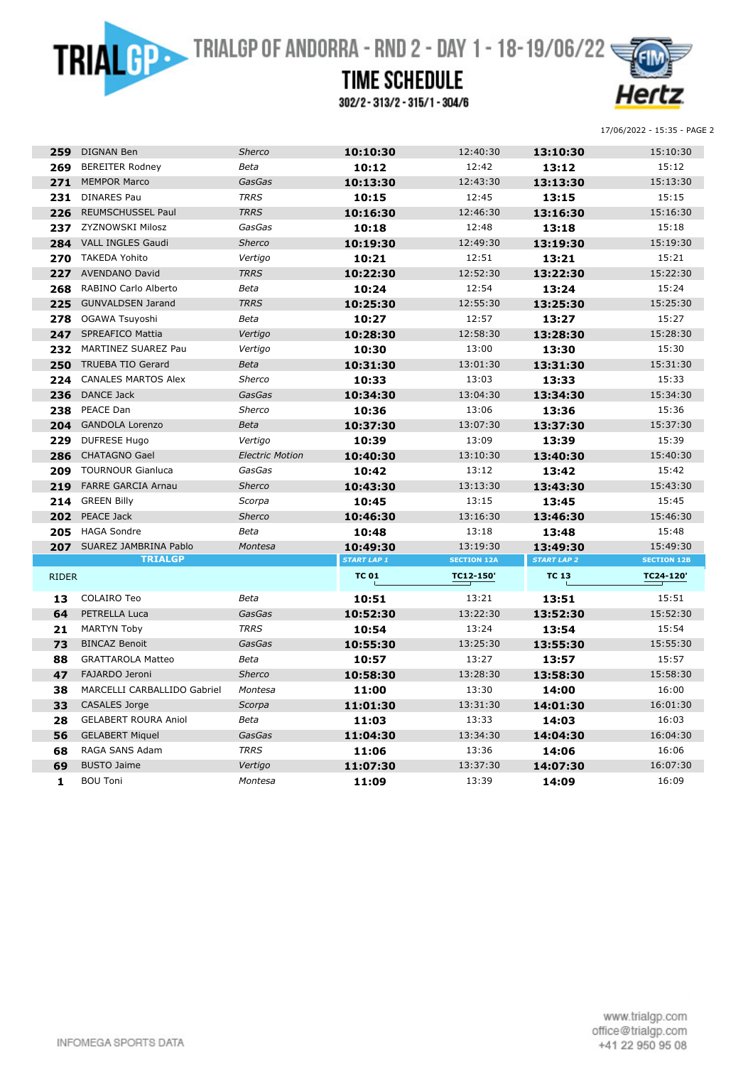# TRIALGP OF ANDORRA - RND 2 - DAY 1 - 18-19/06/22

## TIME SCHEDULE

302/2 - 313/2 - 315/1 - 304/6

17/06/2022 - 15:35 - PAGE 2

| | | | | | | |
|---|---|---|---|---|---|---|
| **259** | DIGNAN Ben | *Sherco* | **10:10:30** | 12:40:30 | **13:10:30** | 15:10:30 |
| **269** | BEREITER Rodney | *Beta* | **10:12** | 12:42 | **13:12** | 15:12 |
| **271** | MEMPOR Marco | *GasGas* | **10:13:30** | 12:43:30 | **13:13:30** | 15:13:30 |
| **231** | DINARES Pau | *TRRS* | **10:15** | 12:45 | **13:15** | 15:15 |
| **226** | REUMSCHUSSEL Paul | *TRRS* | **10:16:30** | 12:46:30 | **13:16:30** | 15:16:30 |
| **237** | ZYZNOWSKI Milosz | *GasGas* | **10:18** | 12:48 | **13:18** | 15:18 |
| **284** | VALL INGLES Gaudi | *Sherco* | **10:19:30** | 12:49:30 | **13:19:30** | 15:19:30 |
| **270** | TAKEDA Yohito | *Vertigo* | **10:21** | 12:51 | **13:21** | 15:21 |
| **227** | AVENDANO David | *TRRS* | **10:22:30** | 12:52:30 | **13:22:30** | 15:22:30 |
| **268** | RABINO Carlo Alberto | *Beta* | **10:24** | 12:54 | **13:24** | 15:24 |
| **225** | GUNVALDSEN Jarand | *TRRS* | **10:25:30** | 12:55:30 | **13:25:30** | 15:25:30 |
| **278** | OGAWA Tsuyoshi | *Beta* | **10:27** | 12:57 | **13:27** | 15:27 |
| **247** | SPREAFICO Mattia | *Vertigo* | **10:28:30** | 12:58:30 | **13:28:30** | 15:28:30 |
| **232** | MARTINEZ SUAREZ Pau | *Vertigo* | **10:30** | 13:00 | **13:30** | 15:30 |
| **250** | TRUEBA TIO Gerard | *Beta* | **10:31:30** | 13:01:30 | **13:31:30** | 15:31:30 |
| **224** | CANALES MARTOS Alex | *Sherco* | **10:33** | 13:03 | **13:33** | 15:33 |
| **236** | DANCE Jack | *GasGas* | **10:34:30** | 13:04:30 | **13:34:30** | 15:34:30 |
| **238** | PEACE Dan | *Sherco* | **10:36** | 13:06 | **13:36** | 15:36 |
| **204** | GANDOLA Lorenzo | *Beta* | **10:37:30** | 13:07:30 | **13:37:30** | 15:37:30 |
| **229** | DUFRESE Hugo | *Vertigo* | **10:39** | 13:09 | **13:39** | 15:39 |
| **286** | CHATAGNO Gael | *Electric Motion* | **10:40:30** | 13:10:30 | **13:40:30** | 15:40:30 |
| **209** | TOURNOUR Gianluca | *GasGas* | **10:42** | 13:12 | **13:42** | 15:42 |
| **219** | FARRE GARCIA Arnau | *Sherco* | **10:43:30** | 13:13:30 | **13:43:30** | 15:43:30 |
| **214** | GREEN Billy | *Scorpa* | **10:45** | 13:15 | **13:45** | 15:45 |
| **202** | PEACE Jack | *Sherco* | **10:46:30** | 13:16:30 | **13:46:30** | 15:46:30 |
| **205** | HAGA Sondre | *Beta* | **10:48** | 13:18 | **13:48** | 15:48 |
| **207** | SUAREZ JAMBRINA Pablo | *Montesa* | **10:49:30** | 13:19:30 | **13:49:30** | 15:49:30 |

| TRIALGP | | | START LAP 1 | SECTION 12A | START LAP 2 | SECTION 12B |
|---|---|---|---|---|---|---|
| RIDER | | | TC 01 | TC12-150' | TC 13 | TC24-120' |
| **13** | COLAIRO Teo | *Beta* | **10:51** | 13:21 | **13:51** | 15:51 |
| **64** | PETRELLA Luca | *GasGas* | **10:52:30** | 13:22:30 | **13:52:30** | 15:52:30 |
| **21** | MARTYN Toby | *TRRS* | **10:54** | 13:24 | **13:54** | 15:54 |
| **73** | BINCAZ Benoit | *GasGas* | **10:55:30** | 13:25:30 | **13:55:30** | 15:55:30 |
| **88** | GRATTAROLA Matteo | *Beta* | **10:57** | 13:27 | **13:57** | 15:57 |
| **47** | FAJARDO Jeroni | *Sherco* | **10:58:30** | 13:28:30 | **13:58:30** | 15:58:30 |
| **38** | MARCELLI CARBALLIDO Gabriel | *Montesa* | **11:00** | 13:30 | **14:00** | 16:00 |
| **33** | CASALES Jorge | *Scorpa* | **11:01:30** | 13:31:30 | **14:01:30** | 16:01:30 |
| **28** | GELABERT ROURA Aniol | *Beta* | **11:03** | 13:33 | **14:03** | 16:03 |
| **56** | GELABERT Miquel | *GasGas* | **11:04:30** | 13:34:30 | **14:04:30** | 16:04:30 |
| **68** | RAGA SANS Adam | *TRRS* | **11:06** | 13:36 | **14:06** | 16:06 |
| **69** | BUSTO Jaime | *Vertigo* | **11:07:30** | 13:37:30 | **14:07:30** | 16:07:30 |
| **1** | BOU Toni | *Montesa* | **11:09** | 13:39 | **14:09** | 16:09 |

INFOMEGA SPORTS DATA

www.trialgp.com
office@trialgp.com
+41 22 950 95 08